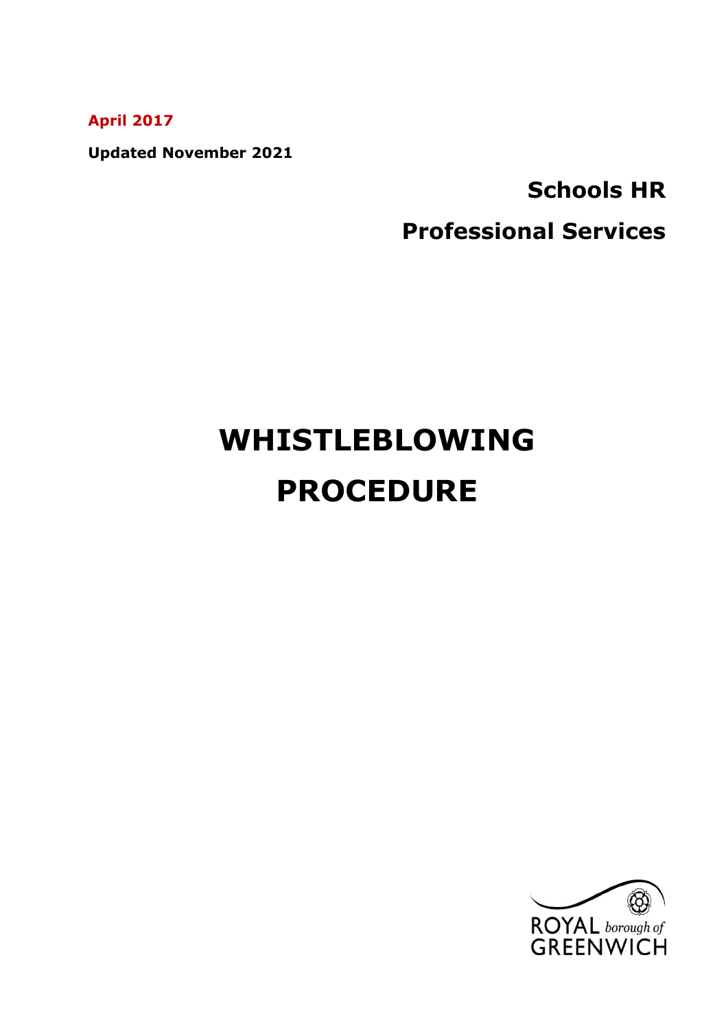**April 2017**

**Updated November 2021**

**Schools HR**

**Professional Services**

# WHISTLEBLOWING PROCEDURE

ROYAL borough of GREENWICH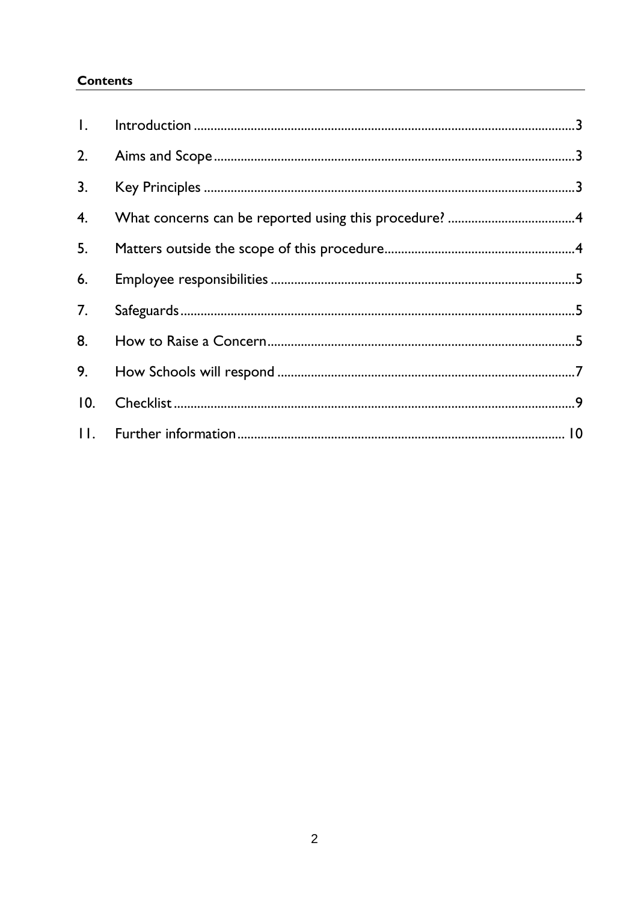**Contents**

1. Introduction ....................................................................................................3
2. Aims and Scope ..............................................................................................3
3. Key Principles .................................................................................................3
4. What concerns can be reported using this procedure? .....................................4
5. Matters outside the scope of this procedure ........................................................4
6. Employee responsibilities .................................................................................5
7. Safeguards .......................................................................................................5
8. How to Raise a Concern ....................................................................................5
9. How Schools will respond ..................................................................................7
10. Checklist .........................................................................................................9
11. Further information ........................................................................................10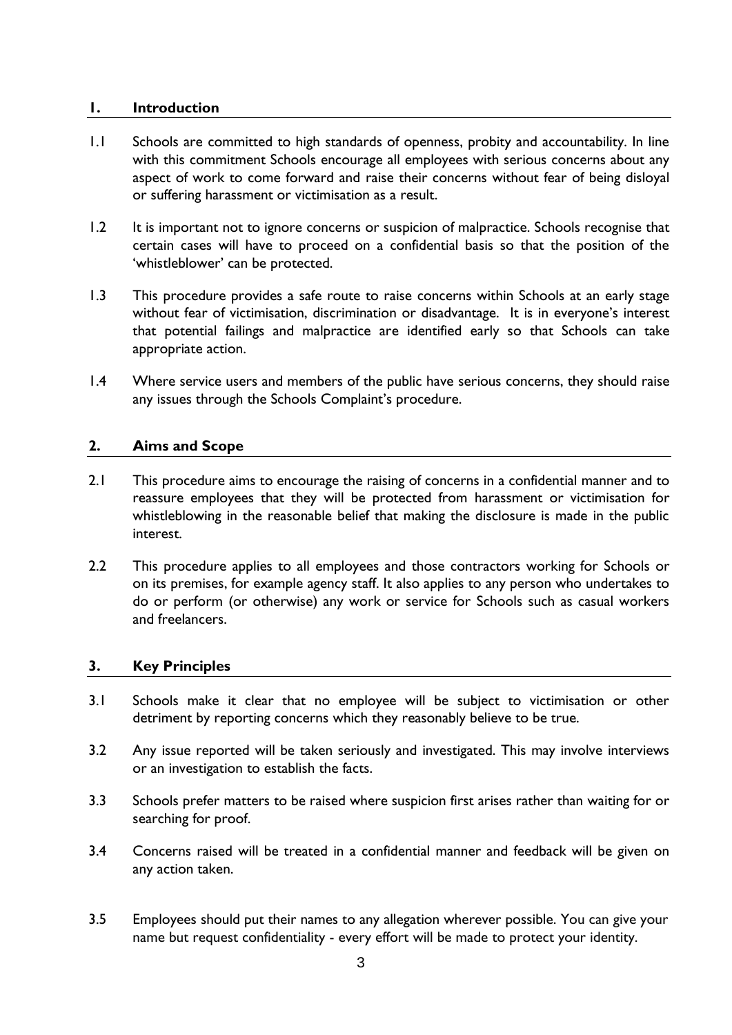## 1. Introduction

1.1 Schools are committed to high standards of openness, probity and accountability. In line with this commitment Schools encourage all employees with serious concerns about any aspect of work to come forward and raise their concerns without fear of being disloyal or suffering harassment or victimisation as a result.

1.2 It is important not to ignore concerns or suspicion of malpractice. Schools recognise that certain cases will have to proceed on a confidential basis so that the position of the 'whistleblower' can be protected.

1.3 This procedure provides a safe route to raise concerns within Schools at an early stage without fear of victimisation, discrimination or disadvantage. It is in everyone's interest that potential failings and malpractice are identified early so that Schools can take appropriate action.

1.4 Where service users and members of the public have serious concerns, they should raise any issues through the Schools Complaint's procedure.

## 2. Aims and Scope

2.1 This procedure aims to encourage the raising of concerns in a confidential manner and to reassure employees that they will be protected from harassment or victimisation for whistleblowing in the reasonable belief that making the disclosure is made in the public interest.

2.2 This procedure applies to all employees and those contractors working for Schools or on its premises, for example agency staff. It also applies to any person who undertakes to do or perform (or otherwise) any work or service for Schools such as casual workers and freelancers.

## 3. Key Principles

3.1 Schools make it clear that no employee will be subject to victimisation or other detriment by reporting concerns which they reasonably believe to be true.

3.2 Any issue reported will be taken seriously and investigated. This may involve interviews or an investigation to establish the facts.

3.3 Schools prefer matters to be raised where suspicion first arises rather than waiting for or searching for proof.

3.4 Concerns raised will be treated in a confidential manner and feedback will be given on any action taken.

3.5 Employees should put their names to any allegation wherever possible. You can give your name but request confidentiality - every effort will be made to protect your identity.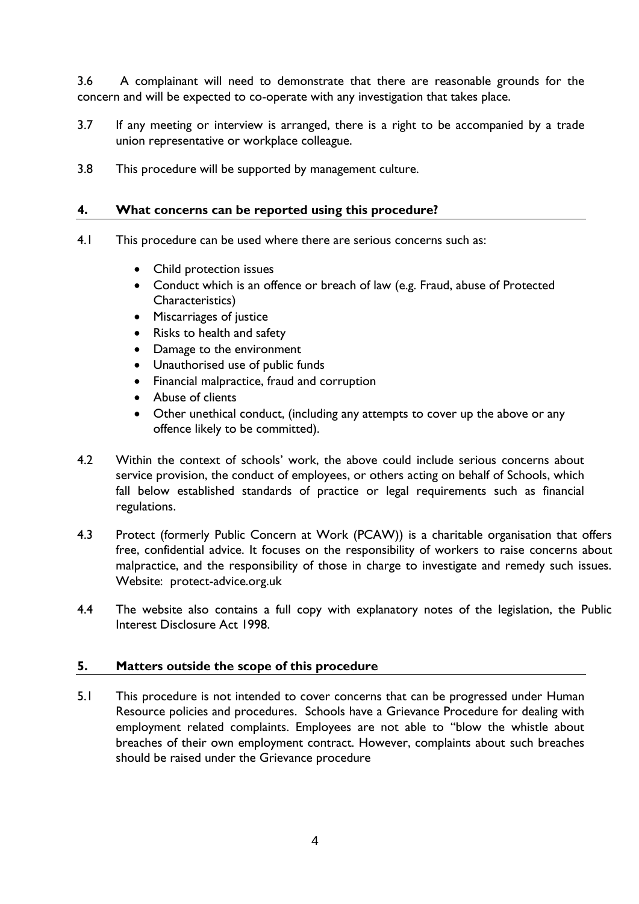3.6 A complainant will need to demonstrate that there are reasonable grounds for the concern and will be expected to co-operate with any investigation that takes place.

3.7 If any meeting or interview is arranged, there is a right to be accompanied by a trade union representative or workplace colleague.

3.8 This procedure will be supported by management culture.

## 4. What concerns can be reported using this procedure?

4.1 This procedure can be used where there are serious concerns such as:

- Child protection issues
- Conduct which is an offence or breach of law (e.g. Fraud, abuse of Protected Characteristics)
- Miscarriages of justice
- Risks to health and safety
- Damage to the environment
- Unauthorised use of public funds
- Financial malpractice, fraud and corruption
- Abuse of clients
- Other unethical conduct, (including any attempts to cover up the above or any offence likely to be committed).

4.2 Within the context of schools' work, the above could include serious concerns about service provision, the conduct of employees, or others acting on behalf of Schools, which fall below established standards of practice or legal requirements such as financial regulations.

4.3 Protect (formerly Public Concern at Work (PCAW)) is a charitable organisation that offers free, confidential advice. It focuses on the responsibility of workers to raise concerns about malpractice, and the responsibility of those in charge to investigate and remedy such issues. Website: protect-advice.org.uk

4.4 The website also contains a full copy with explanatory notes of the legislation, the Public Interest Disclosure Act 1998.

## 5. Matters outside the scope of this procedure

5.1 This procedure is not intended to cover concerns that can be progressed under Human Resource policies and procedures. Schools have a Grievance Procedure for dealing with employment related complaints. Employees are not able to "blow the whistle about breaches of their own employment contract. However, complaints about such breaches should be raised under the Grievance procedure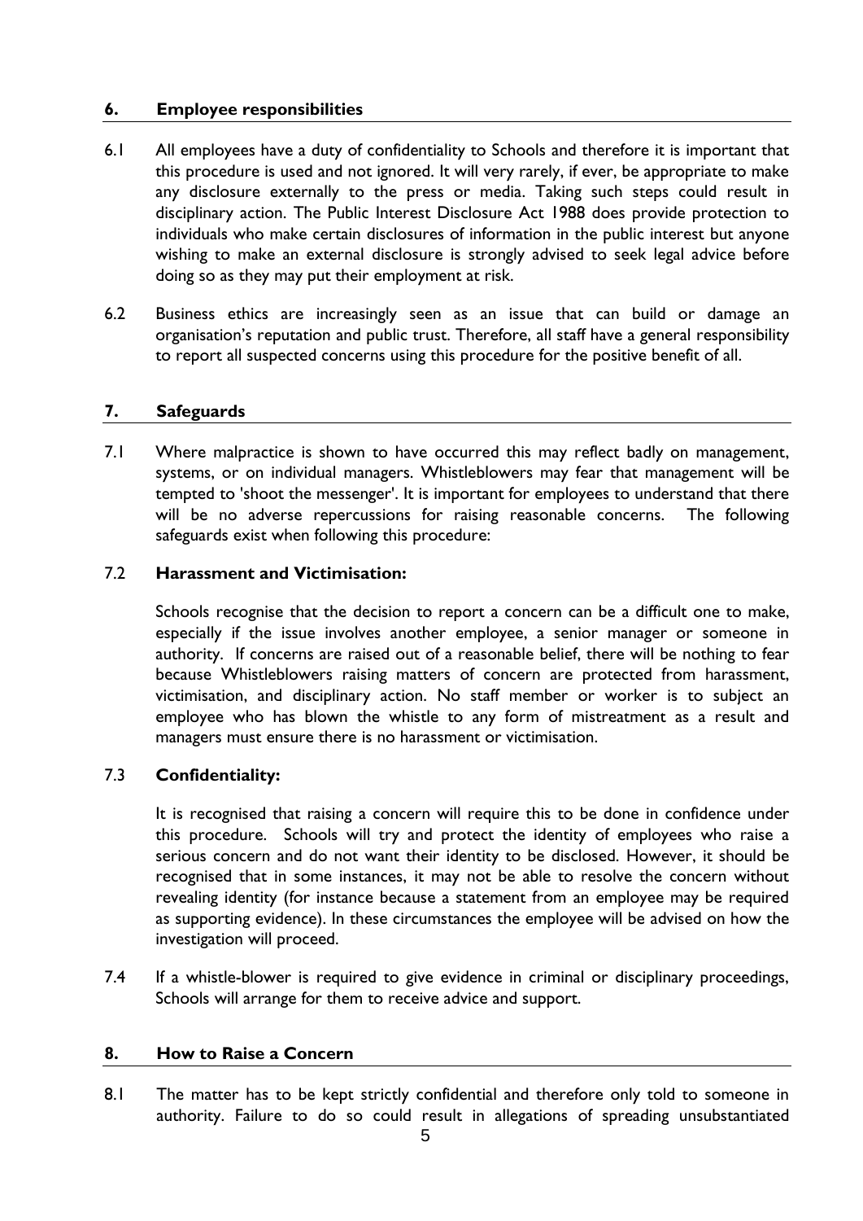## 6. Employee responsibilities

6.1 All employees have a duty of confidentiality to Schools and therefore it is important that this procedure is used and not ignored. It will very rarely, if ever, be appropriate to make any disclosure externally to the press or media. Taking such steps could result in disciplinary action. The Public Interest Disclosure Act 1988 does provide protection to individuals who make certain disclosures of information in the public interest but anyone wishing to make an external disclosure is strongly advised to seek legal advice before doing so as they may put their employment at risk.

6.2 Business ethics are increasingly seen as an issue that can build or damage an organisation's reputation and public trust. Therefore, all staff have a general responsibility to report all suspected concerns using this procedure for the positive benefit of all.

## 7. Safeguards

7.1 Where malpractice is shown to have occurred this may reflect badly on management, systems, or on individual managers. Whistleblowers may fear that management will be tempted to 'shoot the messenger'. It is important for employees to understand that there will be no adverse repercussions for raising reasonable concerns. The following safeguards exist when following this procedure:

7.2 **Harassment and Victimisation:**

Schools recognise that the decision to report a concern can be a difficult one to make, especially if the issue involves another employee, a senior manager or someone in authority. If concerns are raised out of a reasonable belief, there will be nothing to fear because Whistleblowers raising matters of concern are protected from harassment, victimisation, and disciplinary action. No staff member or worker is to subject an employee who has blown the whistle to any form of mistreatment as a result and managers must ensure there is no harassment or victimisation.

7.3 **Confidentiality:**

It is recognised that raising a concern will require this to be done in confidence under this procedure. Schools will try and protect the identity of employees who raise a serious concern and do not want their identity to be disclosed. However, it should be recognised that in some instances, it may not be able to resolve the concern without revealing identity (for instance because a statement from an employee may be required as supporting evidence). In these circumstances the employee will be advised on how the investigation will proceed.

7.4 If a whistle-blower is required to give evidence in criminal or disciplinary proceedings, Schools will arrange for them to receive advice and support.

## 8. How to Raise a Concern

8.1 The matter has to be kept strictly confidential and therefore only told to someone in authority. Failure to do so could result in allegations of spreading unsubstantiated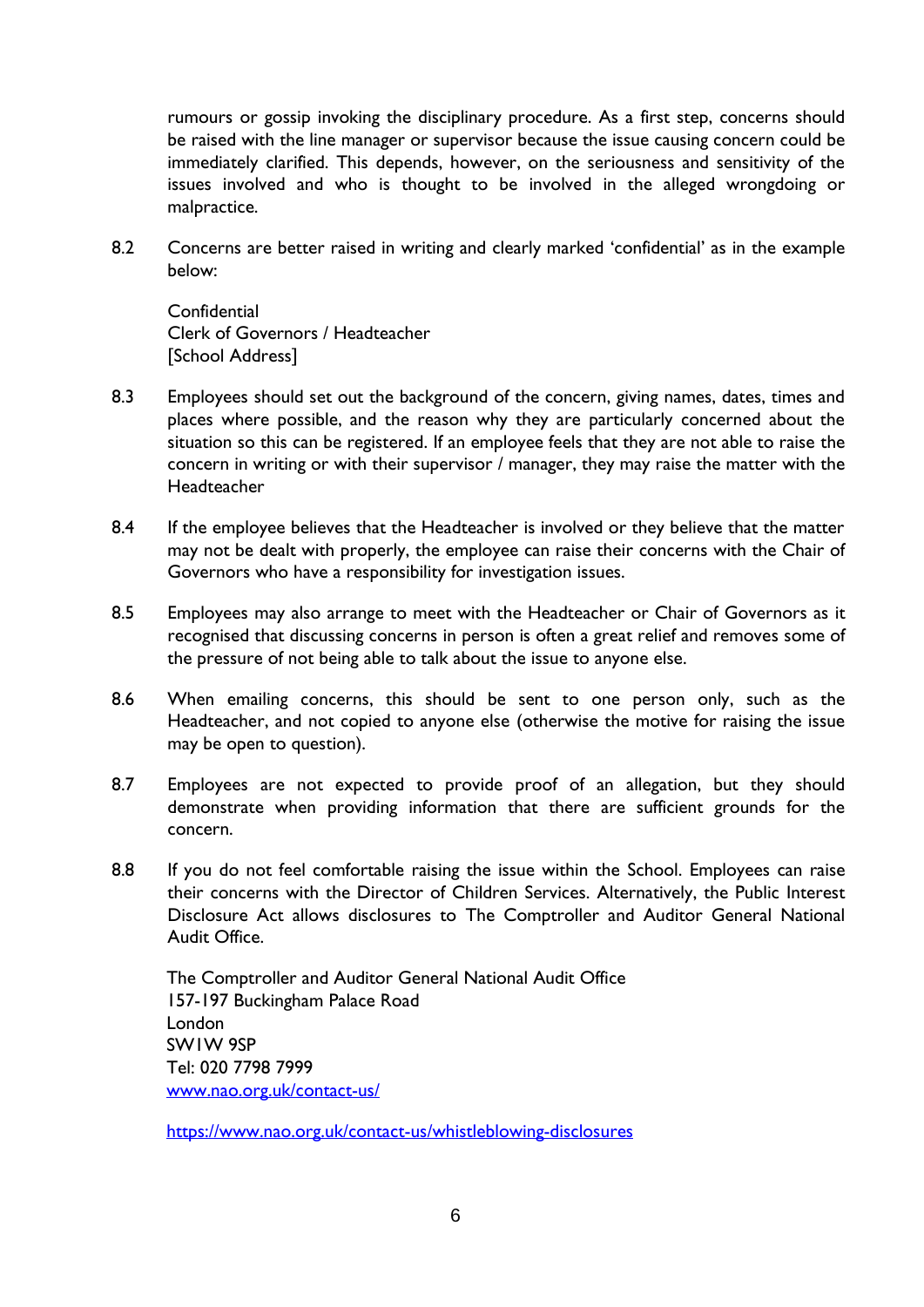rumours or gossip invoking the disciplinary procedure. As a first step, concerns should be raised with the line manager or supervisor because the issue causing concern could be immediately clarified. This depends, however, on the seriousness and sensitivity of the issues involved and who is thought to be involved in the alleged wrongdoing or malpractice.

8.2 Concerns are better raised in writing and clearly marked 'confidential' as in the example below:

Confidential
Clerk of Governors / Headteacher
[School Address]

8.3 Employees should set out the background of the concern, giving names, dates, times and places where possible, and the reason why they are particularly concerned about the situation so this can be registered. If an employee feels that they are not able to raise the concern in writing or with their supervisor / manager, they may raise the matter with the Headteacher

8.4 If the employee believes that the Headteacher is involved or they believe that the matter may not be dealt with properly, the employee can raise their concerns with the Chair of Governors who have a responsibility for investigation issues.

8.5 Employees may also arrange to meet with the Headteacher or Chair of Governors as it recognised that discussing concerns in person is often a great relief and removes some of the pressure of not being able to talk about the issue to anyone else.

8.6 When emailing concerns, this should be sent to one person only, such as the Headteacher, and not copied to anyone else (otherwise the motive for raising the issue may be open to question).

8.7 Employees are not expected to provide proof of an allegation, but they should demonstrate when providing information that there are sufficient grounds for the concern.

8.8 If you do not feel comfortable raising the issue within the School. Employees can raise their concerns with the Director of Children Services. Alternatively, the Public Interest Disclosure Act allows disclosures to The Comptroller and Auditor General National Audit Office.

The Comptroller and Auditor General National Audit Office
157-197 Buckingham Palace Road
London
SW1W 9SP
Tel: 020 7798 7999
[www.nao.org.uk/contact-us/](www.nao.org.uk/contact-us/)

<https://www.nao.org.uk/contact-us/whistleblowing-disclosures>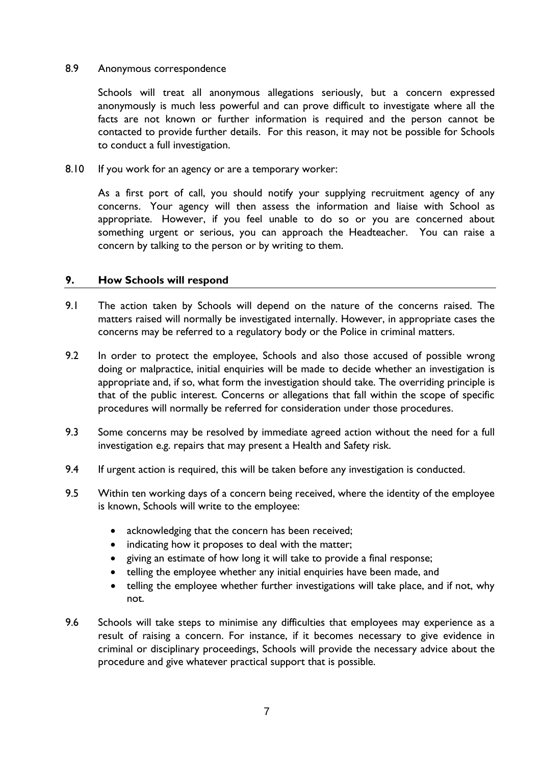8.9 Anonymous correspondence

Schools will treat all anonymous allegations seriously, but a concern expressed anonymously is much less powerful and can prove difficult to investigate where all the facts are not known or further information is required and the person cannot be contacted to provide further details. For this reason, it may not be possible for Schools to conduct a full investigation.

8.10 If you work for an agency or are a temporary worker:

As a first port of call, you should notify your supplying recruitment agency of any concerns. Your agency will then assess the information and liaise with School as appropriate. However, if you feel unable to do so or you are concerned about something urgent or serious, you can approach the Headteacher. You can raise a concern by talking to the person or by writing to them.

## 9. How Schools will respond

9.1 The action taken by Schools will depend on the nature of the concerns raised. The matters raised will normally be investigated internally. However, in appropriate cases the concerns may be referred to a regulatory body or the Police in criminal matters.

9.2 In order to protect the employee, Schools and also those accused of possible wrong doing or malpractice, initial enquiries will be made to decide whether an investigation is appropriate and, if so, what form the investigation should take. The overriding principle is that of the public interest. Concerns or allegations that fall within the scope of specific procedures will normally be referred for consideration under those procedures.

9.3 Some concerns may be resolved by immediate agreed action without the need for a full investigation e.g. repairs that may present a Health and Safety risk.

9.4 If urgent action is required, this will be taken before any investigation is conducted.

9.5 Within ten working days of a concern being received, where the identity of the employee is known, Schools will write to the employee:

- acknowledging that the concern has been received;
- indicating how it proposes to deal with the matter;
- giving an estimate of how long it will take to provide a final response;
- telling the employee whether any initial enquiries have been made, and
- telling the employee whether further investigations will take place, and if not, why not.

9.6 Schools will take steps to minimise any difficulties that employees may experience as a result of raising a concern. For instance, if it becomes necessary to give evidence in criminal or disciplinary proceedings, Schools will provide the necessary advice about the procedure and give whatever practical support that is possible.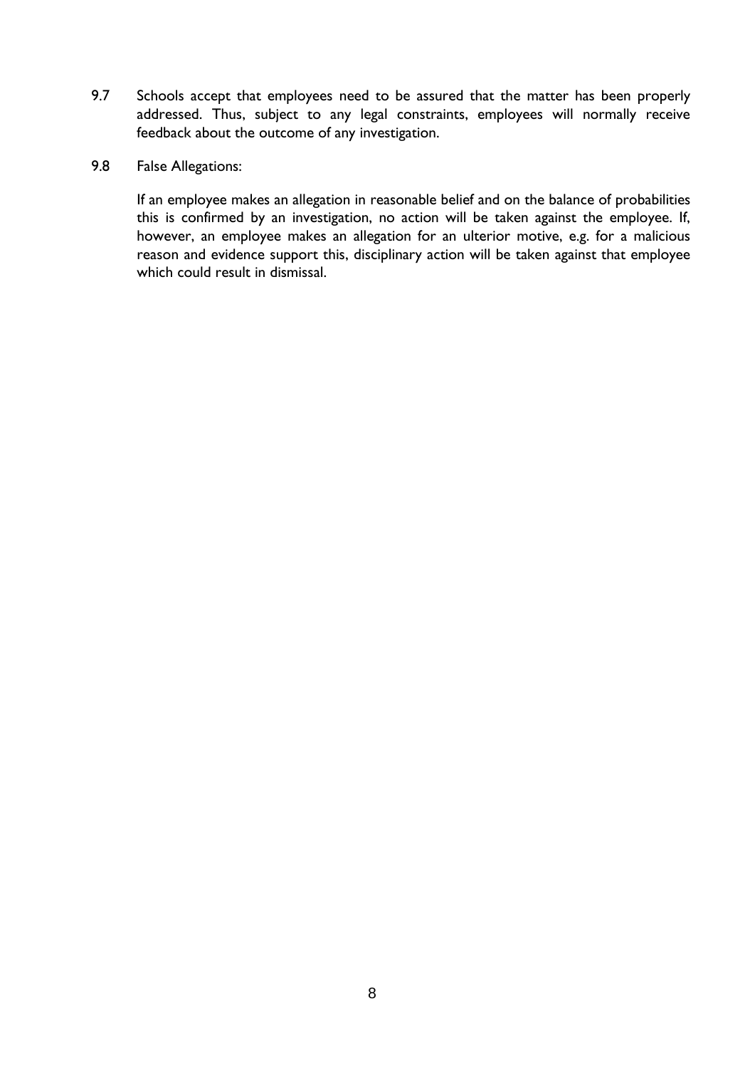9.7 Schools accept that employees need to be assured that the matter has been properly addressed. Thus, subject to any legal constraints, employees will normally receive feedback about the outcome of any investigation.

9.8 False Allegations:

If an employee makes an allegation in reasonable belief and on the balance of probabilities this is confirmed by an investigation, no action will be taken against the employee. If, however, an employee makes an allegation for an ulterior motive, e.g. for a malicious reason and evidence support this, disciplinary action will be taken against that employee which could result in dismissal.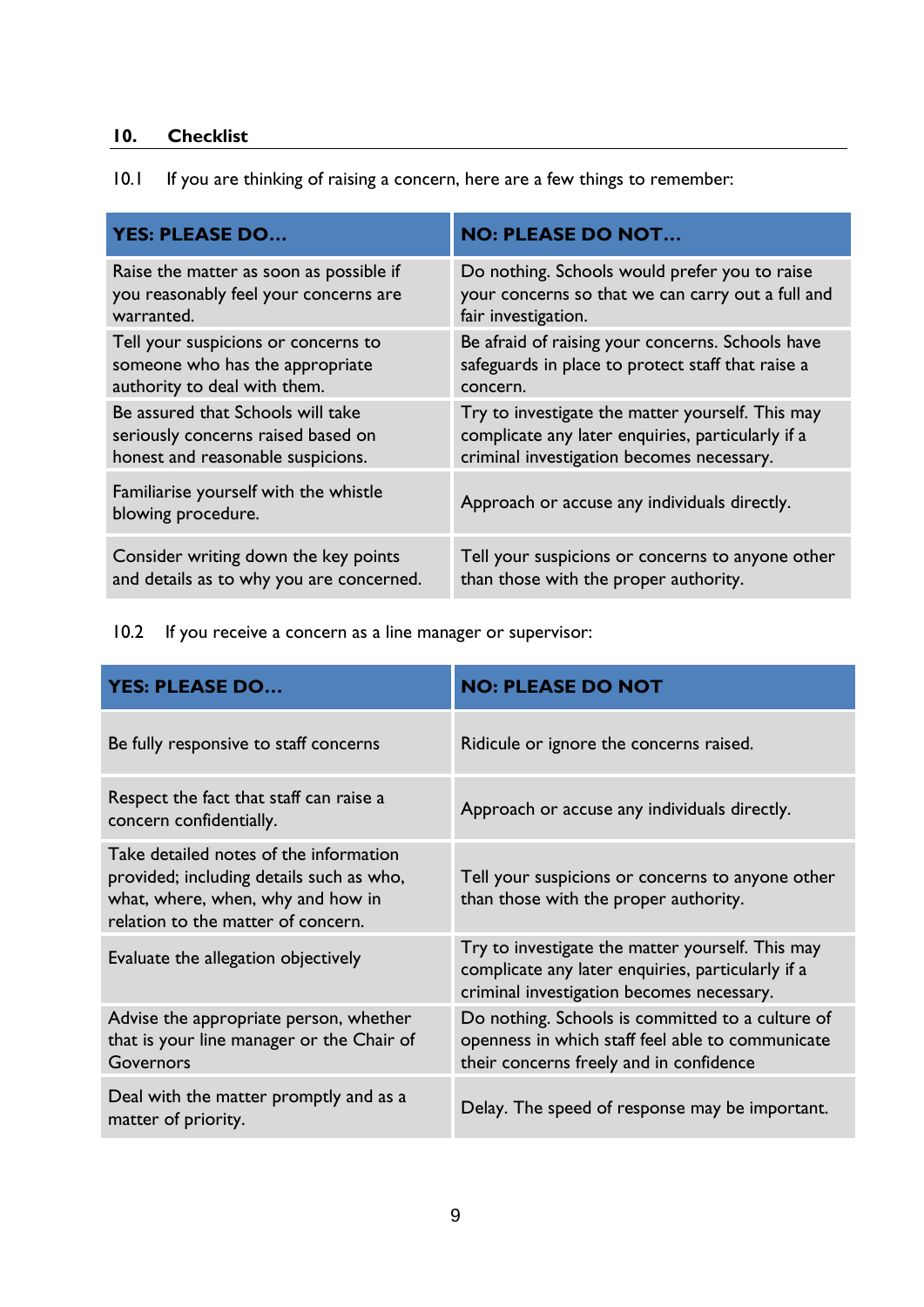## 10. Checklist

10.1 If you are thinking of raising a concern, here are a few things to remember:

| YES: PLEASE DO… | NO: PLEASE DO NOT… |
|---|---|
| Raise the matter as soon as possible if you reasonably feel your concerns are warranted. | Do nothing. Schools would prefer you to raise your concerns so that we can carry out a full and fair investigation. |
| Tell your suspicions or concerns to someone who has the appropriate authority to deal with them. | Be afraid of raising your concerns. Schools have safeguards in place to protect staff that raise a concern. |
| Be assured that Schools will take seriously concerns raised based on honest and reasonable suspicions. | Try to investigate the matter yourself. This may complicate any later enquiries, particularly if a criminal investigation becomes necessary. |
| Familiarise yourself with the whistle blowing procedure. | Approach or accuse any individuals directly. |
| Consider writing down the key points and details as to why you are concerned. | Tell your suspicions or concerns to anyone other than those with the proper authority. |

10.2 If you receive a concern as a line manager or supervisor:

| YES: PLEASE DO… | NO: PLEASE DO NOT |
|---|---|
| Be fully responsive to staff concerns | Ridicule or ignore the concerns raised. |
| Respect the fact that staff can raise a concern confidentially. | Approach or accuse any individuals directly. |
| Take detailed notes of the information provided; including details such as who, what, where, when, why and how in relation to the matter of concern. | Tell your suspicions or concerns to anyone other than those with the proper authority. |
| Evaluate the allegation objectively | Try to investigate the matter yourself. This may complicate any later enquiries, particularly if a criminal investigation becomes necessary. |
| Advise the appropriate person, whether that is your line manager or the Chair of Governors | Do nothing. Schools is committed to a culture of openness in which staff feel able to communicate their concerns freely and in confidence |
| Deal with the matter promptly and as a matter of priority. | Delay. The speed of response may be important. |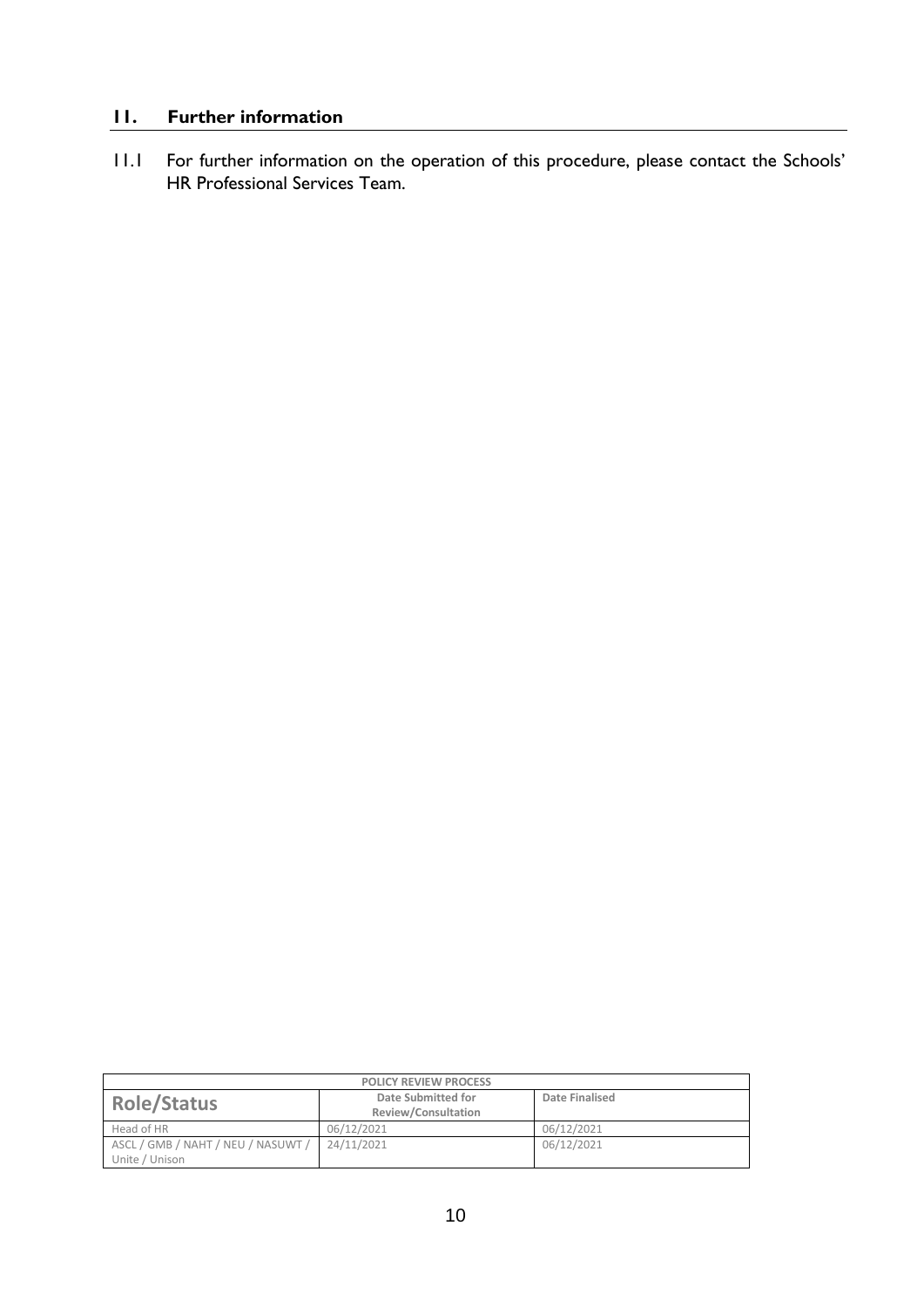## 11. Further information

11.1 For further information on the operation of this procedure, please contact the Schools' HR Professional Services Team.

| POLICY REVIEW PROCESS | | |
|---|---|---|
| **Role/Status** | **Date Submitted for Review/Consultation** | **Date Finalised** |
| Head of HR | 06/12/2021 | 06/12/2021 |
| ASCL / GMB / NAHT / NEU / NASUWT / Unite / Unison | 24/11/2021 | 06/12/2021 |